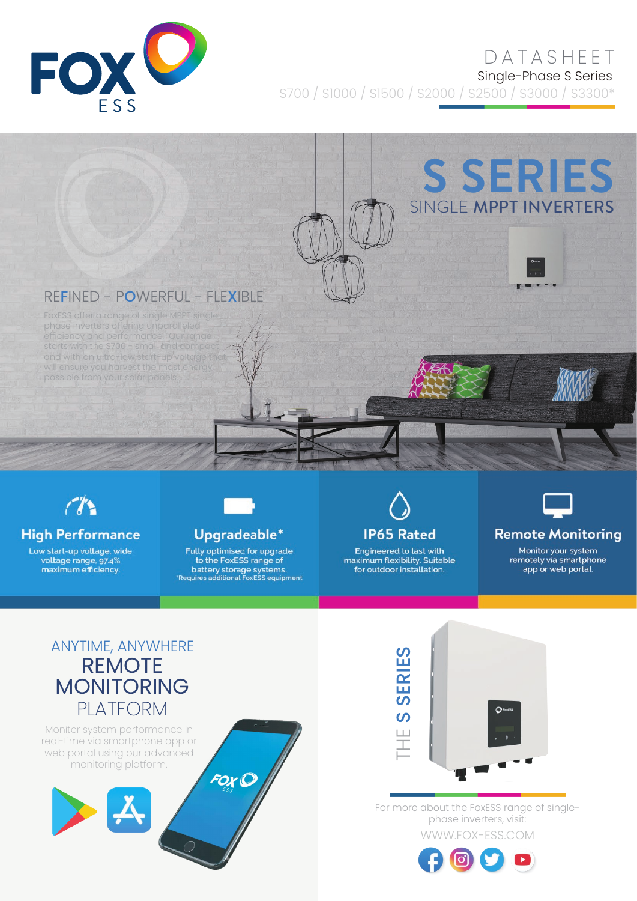# FOX ESS

DATASHEET

Single-Phase S Series

S700 / S1000 / S1500 / S2000 / S2500 / S3000 / S3300*

# S SERIES

## SINGLE MPPT INVERTERS

### REFINED – POWERFUL – FLEXIBLE

FoxESS offer a range of single MPPT single-phase inverters offering unparalleled efficiency and performance. Our range starts with the S700 – small and compact and with an ultra-low start-up voltage that will ensure you harvest the most energy possible from your solar panels.

### High Performance

Low start-up voltage, wide voltage range, 97.4% maximum efficiency.

### Upgradeable*

Fully optimised for upgrade to the FoxESS range of battery storage systems.

*Requires additional FoxESS equipment

### IP65 Rated

Engineered to last with maximum flexibility. Suitable for outdoor installation.

### Remote Monitoring

Monitor your system remotely via smartphone app or web portal.

## ANYTIME, ANYWHERE REMOTE MONITORING PLATFORM

Monitor system performance in real-time via smartphone app or web portal using our advanced monitoring platform.

## THE S SERIES

For more about the FoxESS range of single-phase inverters, visit:

WWW.FOX-ESS.COM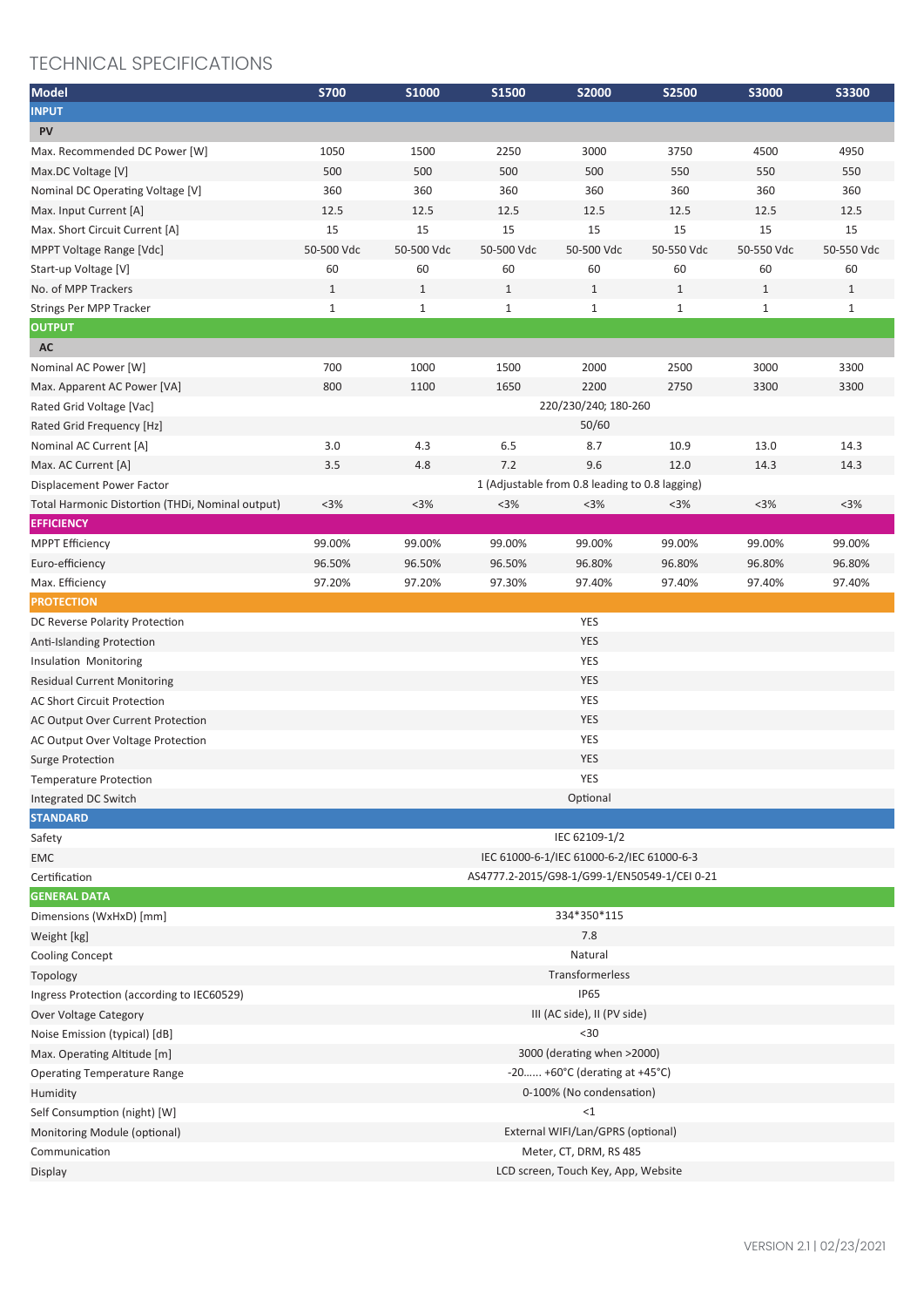# TECHNICAL SPECIFICATIONS

| Model | S700 | S1000 | S1500 | S2000 | S2500 | S3000 | S3300 |
|---|---|---|---|---|---|---|---|
| **INPUT** | | | | | | | |
| **PV** | | | | | | | |
| Max. Recommended DC Power [W] | 1050 | 1500 | 2250 | 3000 | 3750 | 4500 | 4950 |
| Max.DC Voltage [V] | 500 | 500 | 500 | 500 | 550 | 550 | 550 |
| Nominal DC Operating Voltage [V] | 360 | 360 | 360 | 360 | 360 | 360 | 360 |
| Max. Input Current [A] | 12.5 | 12.5 | 12.5 | 12.5 | 12.5 | 12.5 | 12.5 |
| Max. Short Circuit Current [A] | 15 | 15 | 15 | 15 | 15 | 15 | 15 |
| MPPT Voltage Range [Vdc] | 50-500 Vdc | 50-500 Vdc | 50-500 Vdc | 50-500 Vdc | 50-550 Vdc | 50-550 Vdc | 50-550 Vdc |
| Start-up Voltage [V] | 60 | 60 | 60 | 60 | 60 | 60 | 60 |
| No. of MPP Trackers | 1 | 1 | 1 | 1 | 1 | 1 | 1 |
| Strings Per MPP Tracker | 1 | 1 | 1 | 1 | 1 | 1 | 1 |
| **OUTPUT** | | | | | | | |
| **AC** | | | | | | | |
| Nominal AC Power [W] | 700 | 1000 | 1500 | 2000 | 2500 | 3000 | 3300 |
| Max. Apparent AC Power [VA] | 800 | 1100 | 1650 | 2200 | 2750 | 3300 | 3300 |
| Rated Grid Voltage [Vac] | 220/230/240; 180-260 | | | | | | |
| Rated Grid Frequency [Hz] | 50/60 | | | | | | |
| Nominal AC Current [A] | 3.0 | 4.3 | 6.5 | 8.7 | 10.9 | 13.0 | 14.3 |
| Max. AC Current [A] | 3.5 | 4.8 | 7.2 | 9.6 | 12.0 | 14.3 | 14.3 |
| Displacement Power Factor | 1 (Adjustable from 0.8 leading to 0.8 lagging) | | | | | | |
| Total Harmonic Distortion (THDi, Nominal output) | <3% | <3% | <3% | <3% | <3% | <3% | <3% |
| **EFFICIENCY** | | | | | | | |
| MPPT Efficiency | 99.00% | 99.00% | 99.00% | 99.00% | 99.00% | 99.00% | 99.00% |
| Euro-efficiency | 96.50% | 96.50% | 96.50% | 96.80% | 96.80% | 96.80% | 96.80% |
| Max. Efficiency | 97.20% | 97.20% | 97.30% | 97.40% | 97.40% | 97.40% | 97.40% |
| **PROTECTION** | | | | | | | |
| DC Reverse Polarity Protection | YES | | | | | | |
| Anti-Islanding Protection | YES | | | | | | |
| Insulation Monitoring | YES | | | | | | |
| Residual Current Monitoring | YES | | | | | | |
| AC Short Circuit Protection | YES | | | | | | |
| AC Output Over Current Protection | YES | | | | | | |
| AC Output Over Voltage Protection | YES | | | | | | |
| Surge Protection | YES | | | | | | |
| Temperature Protection | YES | | | | | | |
| Integrated DC Switch | Optional | | | | | | |
| **STANDARD** | | | | | | | |
| Safety | IEC 62109-1/2 | | | | | | |
| EMC | IEC 61000-6-1/IEC 61000-6-2/IEC 61000-6-3 | | | | | | |
| Certification | AS4777.2-2015/G98-1/G99-1/EN50549-1/CEI 0-21 | | | | | | |
| **GENERAL DATA** | | | | | | | |
| Dimensions (WxHxD) [mm] | 334*350*115 | | | | | | |
| Weight [kg] | 7.8 | | | | | | |
| Cooling Concept | Natural | | | | | | |
| Topology | Transformerless | | | | | | |
| Ingress Protection (according to IEC60529) | IP65 | | | | | | |
| Over Voltage Category | III (AC side), II (PV side) | | | | | | |
| Noise Emission (typical) [dB] | <30 | | | | | | |
| Max. Operating Altitude [m] | 3000 (derating when >2000) | | | | | | |
| Operating Temperature Range | -20...... +60°C (derating at +45°C) | | | | | | |
| Humidity | 0-100% (No condensation) | | | | | | |
| Self Consumption (night) [W] | <1 | | | | | | |
| Monitoring Module (optional) | External WIFI/Lan/GPRS (optional) | | | | | | |
| Communication | Meter, CT, DRM, RS 485 | | | | | | |
| Display | LCD screen, Touch Key, App, Website | | | | | | |

VERSION 2.1 | 02/23/2021